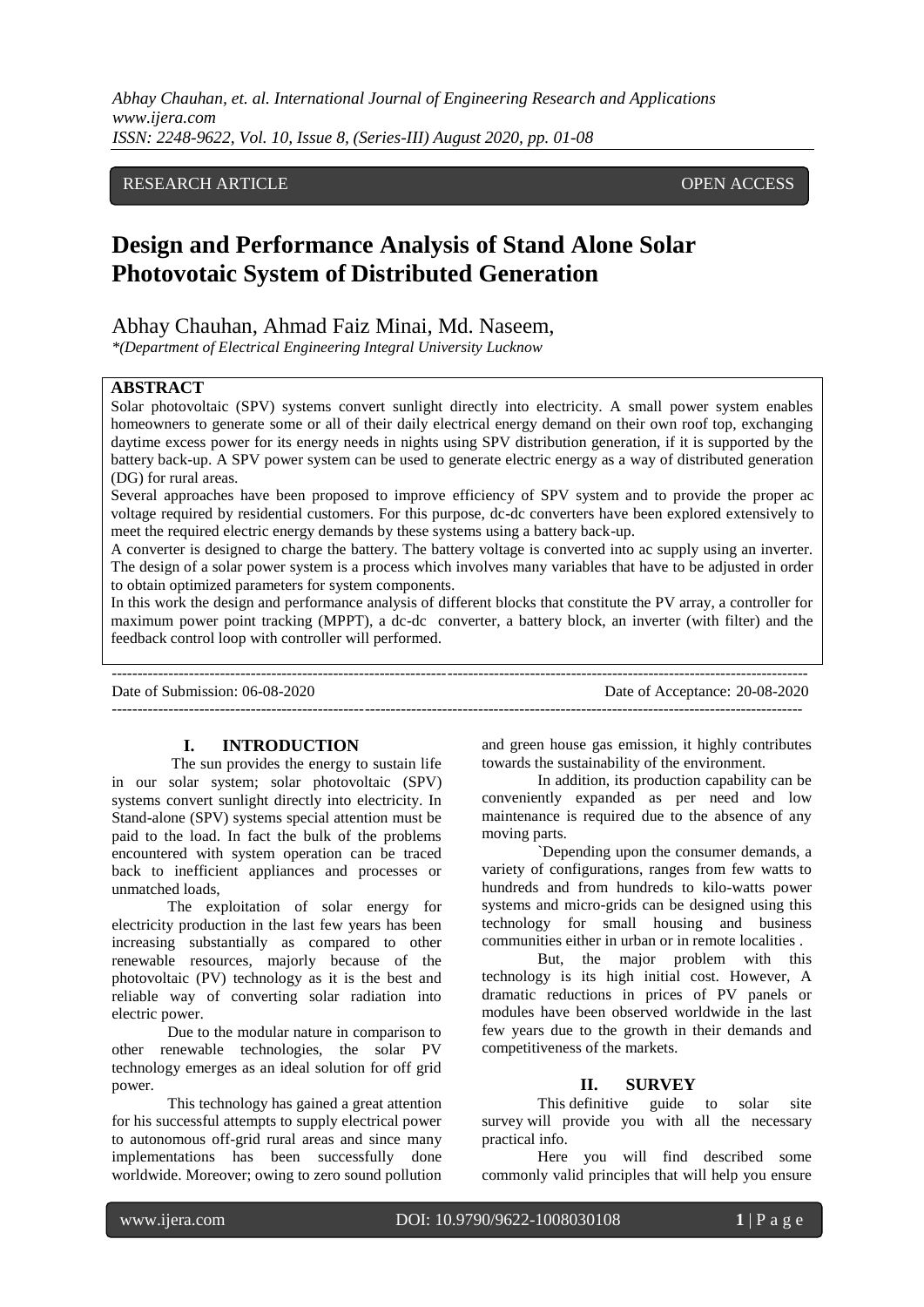RESEARCH ARTICLE OPEN ACCESS

# Design and Performance Analysis of Stand Alone Solar Photovotaic System of Distributed Generation

Abhay Chauhan, Ahmad Faiz Minai, Md. Naseem,

*\*(Department of Electrical Engineering Integral University Lucknow*

## ABSTRACT

Solar photovoltaic (SPV) systems convert sunlight directly into electricity. A small power system enables homeowners to generate some or all of their daily electrical energy demand on their own roof top, exchanging daytime excess power for its energy needs in nights using SPV distribution generation, if it is supported by the battery back-up. A SPV power system can be used to generate electric energy as a way of distributed generation (DG) for rural areas.

Several approaches have been proposed to improve efficiency of SPV system and to provide the proper ac voltage required by residential customers. For this purpose, dc-dc converters have been explored extensively to meet the required electric energy demands by these systems using a battery back-up.

A converter is designed to charge the battery. The battery voltage is converted into ac supply using an inverter. The design of a solar power system is a process which involves many variables that have to be adjusted in order to obtain optimized parameters for system components.

In this work the design and performance analysis of different blocks that constitute the PV array, a controller for maximum power point tracking (MPPT), a dc-dc converter, a battery block, an inverter (with filter) and the feedback control loop with controller will performed.

---

Date of Submission: 06-08-2020 Date of Acceptance: 20-08-2020

---

## I. INTRODUCTION

The sun provides the energy to sustain life in our solar system; solar photovoltaic (SPV) systems convert sunlight directly into electricity. In Stand-alone (SPV) systems special attention must be paid to the load. In fact the bulk of the problems encountered with system operation can be traced back to inefficient appliances and processes or unmatched loads,

The exploitation of solar energy for electricity production in the last few years has been increasing substantially as compared to other renewable resources, majorly because of the photovoltaic (PV) technology as it is the best and reliable way of converting solar radiation into electric power.

Due to the modular nature in comparison to other renewable technologies, the solar PV technology emerges as an ideal solution for off grid power.

This technology has gained a great attention for his successful attempts to supply electrical power to autonomous off-grid rural areas and since many implementations has been successfully done worldwide. Moreover; owing to zero sound pollution and green house gas emission, it highly contributes towards the sustainability of the environment.

In addition, its production capability can be conveniently expanded as per need and low maintenance is required due to the absence of any moving parts.

`Depending upon the consumer demands, a variety of configurations, ranges from few watts to hundreds and from hundreds to kilo-watts power systems and micro-grids can be designed using this technology for small housing and business communities either in urban or in remote localities .

But, the major problem with this technology is its high initial cost. However, A dramatic reductions in prices of PV panels or modules have been observed worldwide in the last few years due to the growth in their demands and competitiveness of the markets.

## II. SURVEY

This definitive guide to solar site survey will provide you with all the necessary practical info.

Here you will find described some commonly valid principles that will help you ensure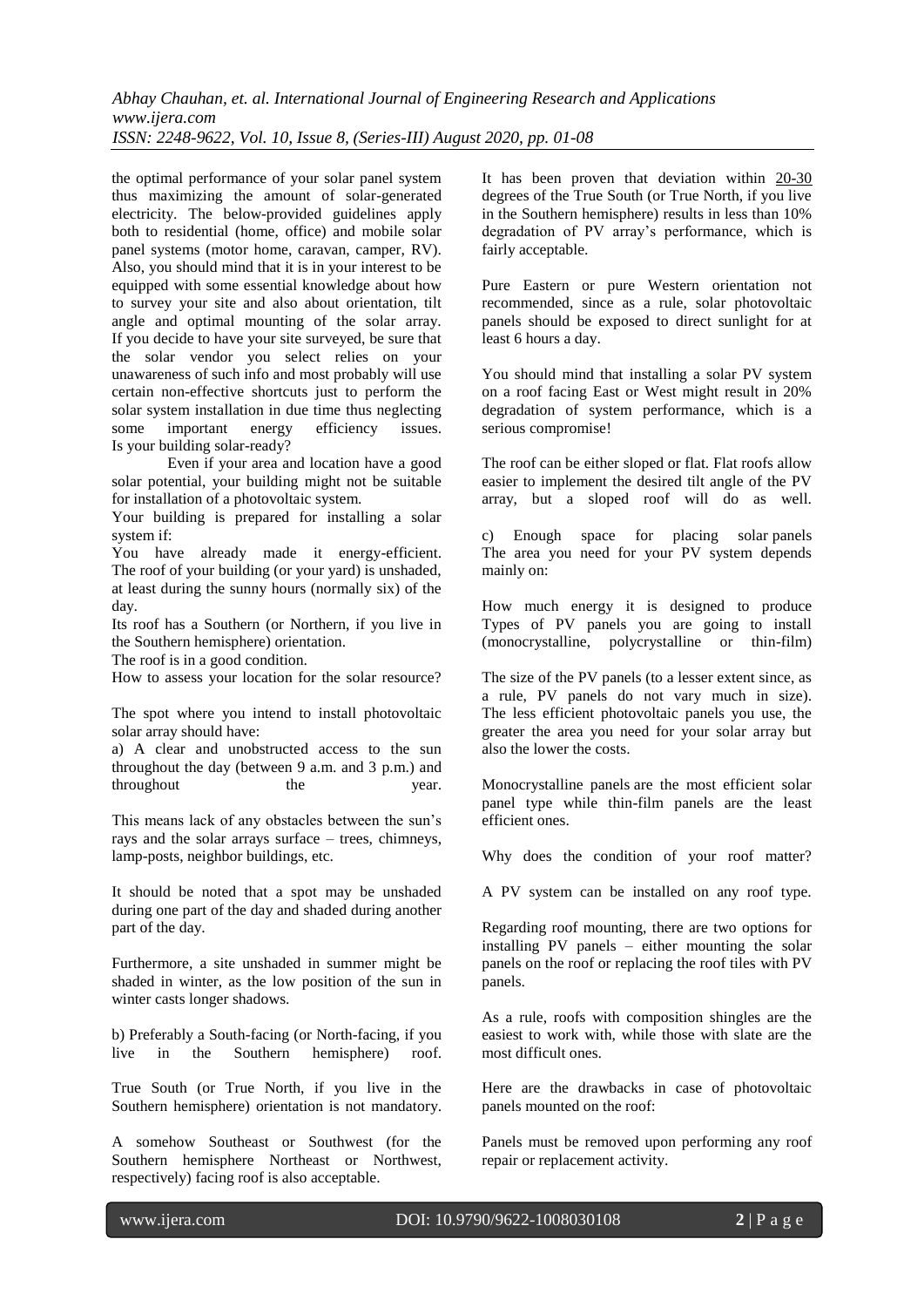the optimal performance of your solar panel system thus maximizing the amount of solar-generated electricity. The below-provided guidelines apply both to residential (home, office) and mobile solar panel systems (motor home, caravan, camper, RV). Also, you should mind that it is in your interest to be equipped with some essential knowledge about how to survey your site and also about orientation, tilt angle and optimal mounting of the solar array. If you decide to have your site surveyed, be sure that the solar vendor you select relies on your unawareness of such info and most probably will use certain non-effective shortcuts just to perform the solar system installation in due time thus neglecting some important energy efficiency issues.

Is your building solar-ready?

Even if your area and location have a good solar potential, your building might not be suitable for installation of a photovoltaic system.

Your building is prepared for installing a solar system if:

You have already made it energy-efficient.

The roof of your building (or your yard) is unshaded, at least during the sunny hours (normally six) of the day.

Its roof has a Southern (or Northern, if you live in the Southern hemisphere) orientation.

The roof is in a good condition.

How to assess your location for the solar resource?

The spot where you intend to install photovoltaic solar array should have:

a) A clear and unobstructed access to the sun throughout the day (between 9 a.m. and 3 p.m.) and throughout the year.

This means lack of any obstacles between the sun's rays and the solar arrays surface – trees, chimneys, lamp-posts, neighbor buildings, etc.

It should be noted that a spot may be unshaded during one part of the day and shaded during another part of the day.

Furthermore, a site unshaded in summer might be shaded in winter, as the low position of the sun in winter casts longer shadows.

b) Preferably a South-facing (or North-facing, if you live in the Southern hemisphere) roof.

True South (or True North, if you live in the Southern hemisphere) orientation is not mandatory.

A somehow Southeast or Southwest (for the Southern hemisphere Northeast or Northwest, respectively) facing roof is also acceptable.

It has been proven that deviation within 20-30 degrees of the True South (or True North, if you live in the Southern hemisphere) results in less than 10% degradation of PV array's performance, which is fairly acceptable.

Pure Eastern or pure Western orientation not recommended, since as a rule, solar photovoltaic panels should be exposed to direct sunlight for at least 6 hours a day.

You should mind that installing a solar PV system on a roof facing East or West might result in 20% degradation of system performance, which is a serious compromise!

The roof can be either sloped or flat. Flat roofs allow easier to implement the desired tilt angle of the PV array, but a sloped roof will do as well.

c) Enough space for placing solar panels

The area you need for your PV system depends mainly on:

How much energy it is designed to produce

Types of PV panels you are going to install (monocrystalline, polycrystalline or thin-film)

The size of the PV panels (to a lesser extent since, as a rule, PV panels do not vary much in size). The less efficient photovoltaic panels you use, the greater the area you need for your solar array but also the lower the costs.

Monocrystalline panels are the most efficient solar panel type while thin-film panels are the least efficient ones.

Why does the condition of your roof matter?

A PV system can be installed on any roof type.

Regarding roof mounting, there are two options for installing PV panels – either mounting the solar panels on the roof or replacing the roof tiles with PV panels.

As a rule, roofs with composition shingles are the easiest to work with, while those with slate are the most difficult ones.

Here are the drawbacks in case of photovoltaic panels mounted on the roof:

Panels must be removed upon performing any roof repair or replacement activity.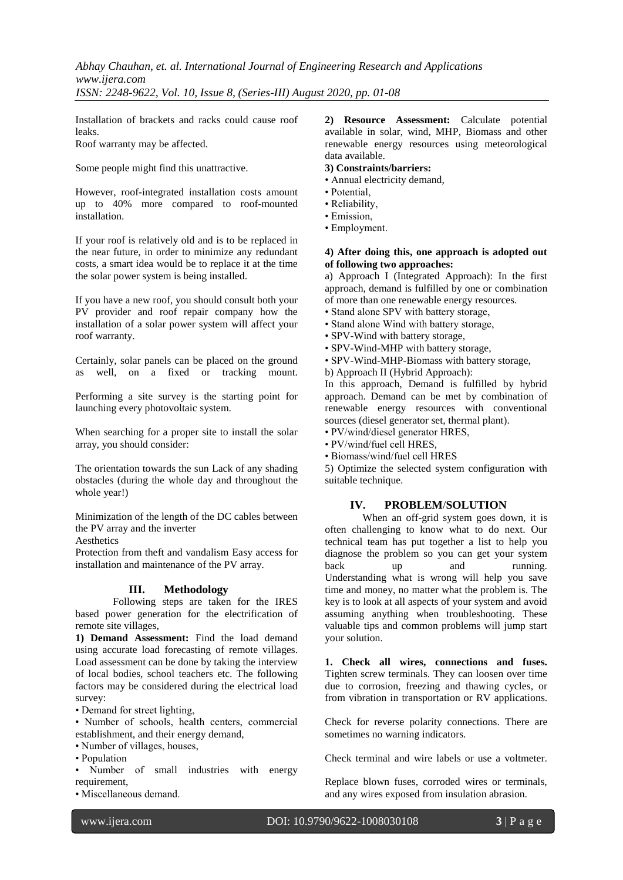Installation of brackets and racks could cause roof leaks.
Roof warranty may be affected.

Some people might find this unattractive.

However, roof-integrated installation costs amount up to 40% more compared to roof-mounted installation.

If your roof is relatively old and is to be replaced in the near future, in order to minimize any redundant costs, a smart idea would be to replace it at the time the solar power system is being installed.

If you have a new roof, you should consult both your PV provider and roof repair company how the installation of a solar power system will affect your roof warranty.

Certainly, solar panels can be placed on the ground as well, on a fixed or tracking mount.

Performing a site survey is the starting point for launching every photovoltaic system.

When searching for a proper site to install the solar array, you should consider:

The orientation towards the sun Lack of any shading obstacles (during the whole day and throughout the whole year!)

Minimization of the length of the DC cables between the PV array and the inverter
Aesthetics
Protection from theft and vandalism Easy access for installation and maintenance of the PV array.

## III. Methodology

Following steps are taken for the IRES based power generation for the electrification of remote site villages,

**1) Demand Assessment:** Find the load demand using accurate load forecasting of remote villages. Load assessment can be done by taking the interview of local bodies, school teachers etc. The following factors may be considered during the electrical load survey:

- Demand for street lighting,
- Number of schools, health centers, commercial establishment, and their energy demand,
- Number of villages, houses,
- Population
- Number of small industries with energy requirement,
- Miscellaneous demand.

**2) Resource Assessment:** Calculate potential available in solar, wind, MHP, Biomass and other renewable energy resources using meteorological data available.

**3) Constraints/barriers:**

- Annual electricity demand,
- Potential,
- Reliability,
- Emission,
- Employment.

**4) After doing this, one approach is adopted out of following two approaches:**

a) Approach I (Integrated Approach): In the first approach, demand is fulfilled by one or combination of more than one renewable energy resources.

- Stand alone SPV with battery storage,
- Stand alone Wind with battery storage,
- SPV-Wind with battery storage,
- SPV-Wind-MHP with battery storage,
- SPV-Wind-MHP-Biomass with battery storage,

b) Approach II (Hybrid Approach):
In this approach, Demand is fulfilled by hybrid approach. Demand can be met by combination of renewable energy resources with conventional sources (diesel generator set, thermal plant).

- PV/wind/diesel generator HRES,
- PV/wind/fuel cell HRES,
- Biomass/wind/fuel cell HRES

5) Optimize the selected system configuration with suitable technique.

## IV. PROBLEM/SOLUTION

When an off-grid system goes down, it is often challenging to know what to do next. Our technical team has put together a list to help you diagnose the problem so you can get your system back up and running. Understanding what is wrong will help you save time and money, no matter what the problem is. The key is to look at all aspects of your system and avoid assuming anything when troubleshooting. These valuable tips and common problems will jump start your solution.

**1. Check all wires, connections and fuses.** Tighten screw terminals. They can loosen over time due to corrosion, freezing and thawing cycles, or from vibration in transportation or RV applications.

Check for reverse polarity connections. There are sometimes no warning indicators.

Check terminal and wire labels or use a voltmeter.

Replace blown fuses, corroded wires or terminals, and any wires exposed from insulation abrasion.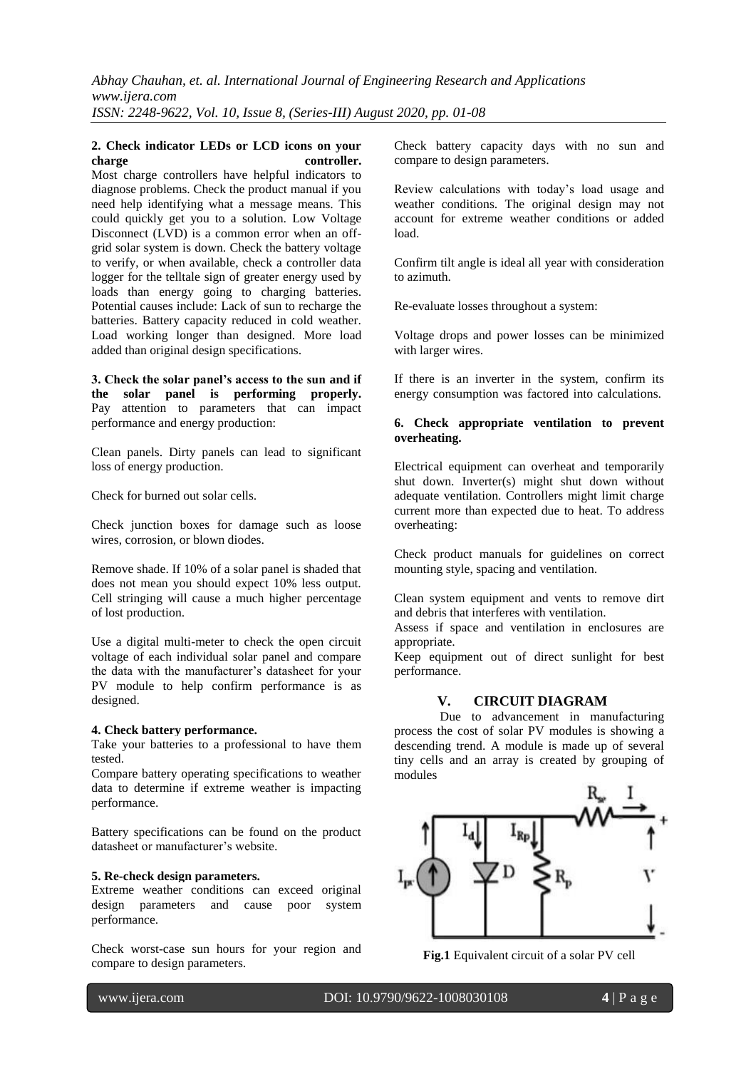**2. Check indicator LEDs or LCD icons on your charge controller.**

Most charge controllers have helpful indicators to diagnose problems. Check the product manual if you need help identifying what a message means. This could quickly get you to a solution. Low Voltage Disconnect (LVD) is a common error when an off-grid solar system is down. Check the battery voltage to verify, or when available, check a controller data logger for the telltale sign of greater energy used by loads than energy going to charging batteries. Potential causes include: Lack of sun to recharge the batteries. Battery capacity reduced in cold weather. Load working longer than designed. More load added than original design specifications.

**3. Check the solar panel's access to the sun and if the solar panel is performing properly.** Pay attention to parameters that can impact performance and energy production:

Clean panels. Dirty panels can lead to significant loss of energy production.

Check for burned out solar cells.

Check junction boxes for damage such as loose wires, corrosion, or blown diodes.

Remove shade. If 10% of a solar panel is shaded that does not mean you should expect 10% less output. Cell stringing will cause a much higher percentage of lost production.

Use a digital multi-meter to check the open circuit voltage of each individual solar panel and compare the data with the manufacturer's datasheet for your PV module to help confirm performance is as designed.

**4. Check battery performance.**

Take your batteries to a professional to have them tested.

Compare battery operating specifications to weather data to determine if extreme weather is impacting performance.

Battery specifications can be found on the product datasheet or manufacturer's website.

**5. Re-check design parameters.**

Extreme weather conditions can exceed original design parameters and cause poor system performance.

Check worst-case sun hours for your region and compare to design parameters.

Check battery capacity days with no sun and compare to design parameters.

Review calculations with today's load usage and weather conditions. The original design may not account for extreme weather conditions or added load.

Confirm tilt angle is ideal all year with consideration to azimuth.

Re-evaluate losses throughout a system:

Voltage drops and power losses can be minimized with larger wires.

If there is an inverter in the system, confirm its energy consumption was factored into calculations.

**6. Check appropriate ventilation to prevent overheating.**

Electrical equipment can overheat and temporarily shut down. Inverter(s) might shut down without adequate ventilation. Controllers might limit charge current more than expected due to heat. To address overheating:

Check product manuals for guidelines on correct mounting style, spacing and ventilation.

Clean system equipment and vents to remove dirt and debris that interferes with ventilation.

Assess if space and ventilation in enclosures are appropriate.

Keep equipment out of direct sunlight for best performance.

## V. CIRCUIT DIAGRAM

Due to advancement in manufacturing process the cost of solar PV modules is showing a descending trend. A module is made up of several tiny cells and an array is created by grouping of modules

**Fig.1** Equivalent circuit of a solar PV cell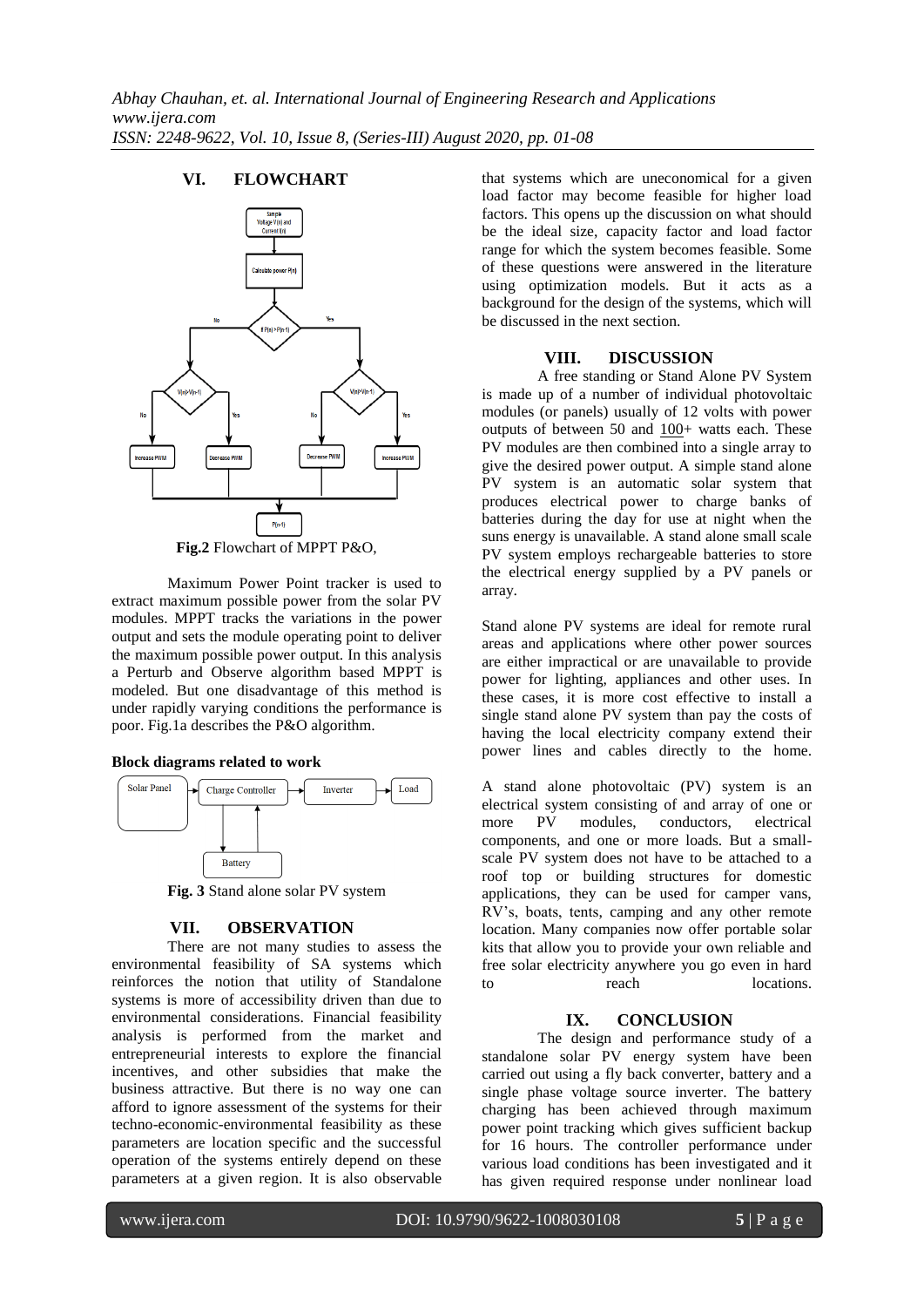## VI. FLOWCHART

Sample Voltage V(n) and Current I(n)

Calculate power P(n)

If P(n) > P(n-1)

No

Yes

V(n)>V(n-1)

V(n)>V(n-1)

No

Yes

No

Yes

Increase PWM

Decrease PWM

Decrease PWM

Increase PWM

P(n-1)

**Fig.2** Flowchart of MPPT P&O,

Maximum Power Point tracker is used to extract maximum possible power from the solar PV modules. MPPT tracks the variations in the power output and sets the module operating point to deliver the maximum possible power output. In this analysis a Perturb and Observe algorithm based MPPT is modeled. But one disadvantage of this method is under rapidly varying conditions the performance is poor. Fig.1a describes the P&O algorithm.

**Block diagrams related to work**

Solar Panel

Charge Controller

Inverter

Load

Battery

**Fig. 3** Stand alone solar PV system

## VII. OBSERVATION

There are not many studies to assess the environmental feasibility of SA systems which reinforces the notion that utility of Standalone systems is more of accessibility driven than due to environmental considerations. Financial feasibility analysis is performed from the market and entrepreneurial interests to explore the financial incentives, and other subsidies that make the business attractive. But there is no way one can afford to ignore assessment of the systems for their techno-economic-environmental feasibility as these parameters are location specific and the successful operation of the systems entirely depend on these parameters at a given region. It is also observable that systems which are uneconomical for a given load factor may become feasible for higher load factors. This opens up the discussion on what should be the ideal size, capacity factor and load factor range for which the system becomes feasible. Some of these questions were answered in the literature using optimization models. But it acts as a background for the design of the systems, which will be discussed in the next section.

## VIII. DISCUSSION

A free standing or Stand Alone PV System is made up of a number of individual photovoltaic modules (or panels) usually of 12 volts with power outputs of between 50 and 100+ watts each. These PV modules are then combined into a single array to give the desired power output. A simple stand alone PV system is an automatic solar system that produces electrical power to charge banks of batteries during the day for use at night when the suns energy is unavailable. A stand alone small scale PV system employs rechargeable batteries to store the electrical energy supplied by a PV panels or array.

Stand alone PV systems are ideal for remote rural areas and applications where other power sources are either impractical or are unavailable to provide power for lighting, appliances and other uses. In these cases, it is more cost effective to install a single stand alone PV system than pay the costs of having the local electricity company extend their power lines and cables directly to the home.

A stand alone photovoltaic (PV) system is an electrical system consisting of and array of one or more PV modules, conductors, electrical components, and one or more loads. But a small-scale PV system does not have to be attached to a roof top or building structures for domestic applications, they can be used for camper vans, RV's, boats, tents, camping and any other remote location. Many companies now offer portable solar kits that allow you to provide your own reliable and free solar electricity anywhere you go even in hard to reach locations.

## IX. CONCLUSION

The design and performance study of a standalone solar PV energy system have been carried out using a fly back converter, battery and a single phase voltage source inverter. The battery charging has been achieved through maximum power point tracking which gives sufficient backup for 16 hours. The controller performance under various load conditions has been investigated and it has given required response under nonlinear load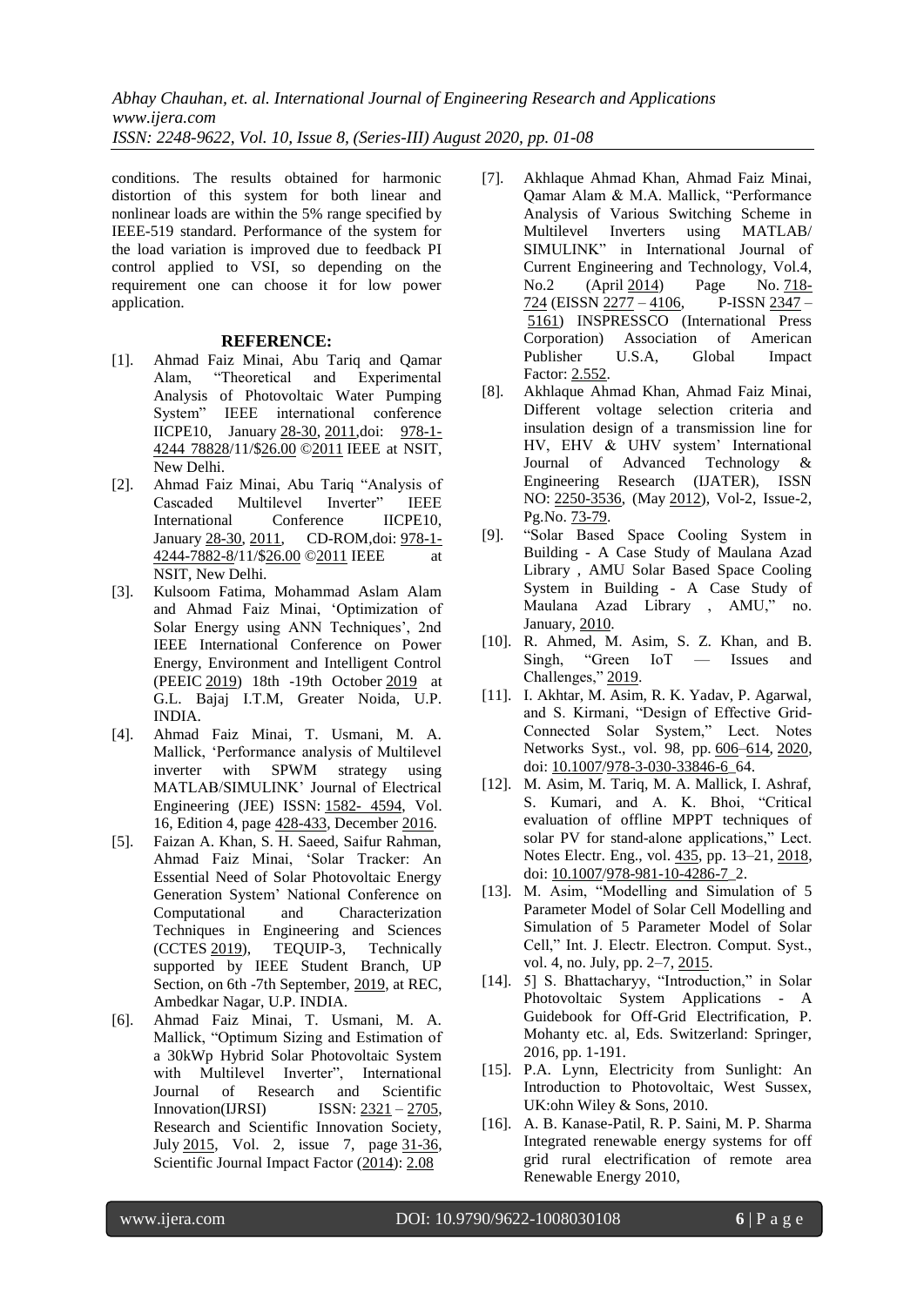conditions. The results obtained for harmonic distortion of this system for both linear and nonlinear loads are within the 5% range specified by IEEE-519 standard. Performance of the system for the load variation is improved due to feedback PI control applied to VSI, so depending on the requirement one can choose it for low power application.

## REFERENCE:

[1]. Ahmad Faiz Minai, Abu Tariq and Qamar Alam, "Theoretical and Experimental Analysis of Photovoltaic Water Pumping System" IEEE international conference IICPE10, January 28-30, 2011,doi: 978-1-4244 78828/11/$26.00 ©2011 IEEE at NSIT, New Delhi.

[2]. Ahmad Faiz Minai, Abu Tariq "Analysis of Cascaded Multilevel Inverter" IEEE International Conference IICPE10, January 28-30, 2011, CD-ROM,doi: 978-1-4244-7882-8/11/$26.00 ©2011 IEEE at NSIT, New Delhi.

[3]. Kulsoom Fatima, Mohammad Aslam Alam and Ahmad Faiz Minai, 'Optimization of Solar Energy using ANN Techniques', 2nd IEEE International Conference on Power Energy, Environment and Intelligent Control (PEEIC 2019) 18th -19th October 2019 at G.L. Bajaj I.T.M, Greater Noida, U.P. INDIA.

[4]. Ahmad Faiz Minai, T. Usmani, M. A. Mallick, 'Performance analysis of Multilevel inverter with SPWM strategy using MATLAB/SIMULINK' Journal of Electrical Engineering (JEE) ISSN: 1582- 4594, Vol. 16, Edition 4, page 428-433, December 2016.

[5]. Faizan A. Khan, S. H. Saeed, Saifur Rahman, Ahmad Faiz Minai, 'Solar Tracker: An Essential Need of Solar Photovoltaic Energy Generation System' National Conference on Computational and Characterization Techniques in Engineering and Sciences (CCTES 2019), TEQUIP-3, Technically supported by IEEE Student Branch, UP Section, on 6th -7th September, 2019, at REC, Ambedkar Nagar, U.P. INDIA.

[6]. Ahmad Faiz Minai, T. Usmani, M. A. Mallick, "Optimum Sizing and Estimation of a 30kWp Hybrid Solar Photovoltaic System with Multilevel Inverter", International Journal of Research and Scientific Innovation(IJRSI) ISSN: 2321 – 2705, Research and Scientific Innovation Society, July 2015, Vol. 2, issue 7, page 31-36, Scientific Journal Impact Factor (2014): 2.08

[7]. Akhlaque Ahmad Khan, Ahmad Faiz Minai, Qamar Alam & M.A. Mallick, "Performance Analysis of Various Switching Scheme in Multilevel Inverters using MATLAB/ SIMULINK" in International Journal of Current Engineering and Technology, Vol.4, No.2 (April 2014) Page No. 718-724 (EISSN 2277 – 4106, P-ISSN 2347 – 5161) INSPRESSCO (International Press Corporation) Association of American Publisher U.S.A, Global Impact Factor: 2.552.

[8]. Akhlaque Ahmad Khan, Ahmad Faiz Minai, Different voltage selection criteria and insulation design of a transmission line for HV, EHV & UHV system' International Journal of Advanced Technology & Engineering Research (IJATER), ISSN NO: 2250-3536, (May 2012), Vol-2, Issue-2, Pg.No. 73-79.

[9]. "Solar Based Space Cooling System in Building - A Case Study of Maulana Azad Library , AMU Solar Based Space Cooling System in Building - A Case Study of Maulana Azad Library , AMU," no. January, 2010.

[10]. R. Ahmed, M. Asim, S. Z. Khan, and B. Singh, "Green IoT — Issues and Challenges," 2019.

[11]. I. Akhtar, M. Asim, R. K. Yadav, P. Agarwal, and S. Kirmani, "Design of Effective Grid-Connected Solar System," Lect. Notes Networks Syst., vol. 98, pp. 606–614, 2020, doi: 10.1007/978-3-030-33846-6_64.

[12]. M. Asim, M. Tariq, M. A. Mallick, I. Ashraf, S. Kumari, and A. K. Bhoi, "Critical evaluation of offline MPPT techniques of solar PV for stand-alone applications," Lect. Notes Electr. Eng., vol. 435, pp. 13–21, 2018, doi: 10.1007/978-981-10-4286-7_2.

[13]. M. Asim, "Modelling and Simulation of 5 Parameter Model of Solar Cell Modelling and Simulation of 5 Parameter Model of Solar Cell," Int. J. Electr. Electron. Comput. Syst., vol. 4, no. July, pp. 2–7, 2015.

[14]. 5] S. Bhattacharyy, "Introduction," in Solar Photovoltaic System Applications - A Guidebook for Off-Grid Electrification, P. Mohanty etc. al, Eds. Switzerland: Springer, 2016, pp. 1-191.

[15]. P.A. Lynn, Electricity from Sunlight: An Introduction to Photovoltaic, West Sussex, UK:ohn Wiley & Sons, 2010.

[16]. A. B. Kanase-Patil, R. P. Saini, M. P. Sharma Integrated renewable energy systems for off grid rural electrification of remote area Renewable Energy 2010,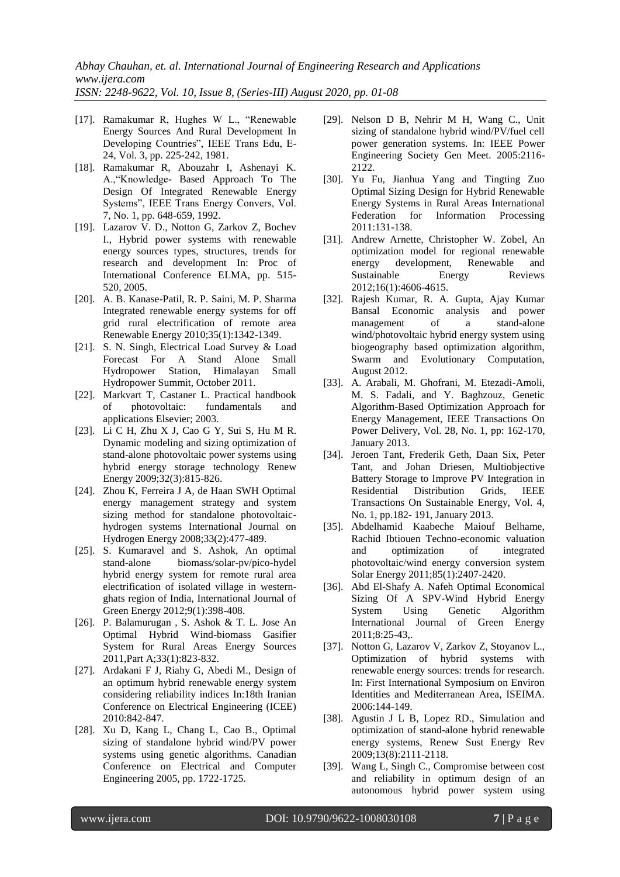[17]. Ramakumar R, Hughes W L., "Renewable Energy Sources And Rural Development In Developing Countries", IEEE Trans Edu, E-24, Vol. 3, pp. 225-242, 1981.

[18]. Ramakumar R, Abouzahr I, Ashenayi K. A.,"Knowledge- Based Approach To The Design Of Integrated Renewable Energy Systems", IEEE Trans Energy Convers, Vol. 7, No. 1, pp. 648-659, 1992.

[19]. Lazarov V. D., Notton G, Zarkov Z, Bochev I., Hybrid power systems with renewable energy sources types, structures, trends for research and development In: Proc of International Conference ELMA, pp. 515-520, 2005.

[20]. A. B. Kanase-Patil, R. P. Saini, M. P. Sharma Integrated renewable energy systems for off grid rural electrification of remote area Renewable Energy 2010;35(1):1342-1349.

[21]. S. N. Singh, Electrical Load Survey & Load Forecast For A Stand Alone Small Hydropower Station, Himalayan Small Hydropower Summit, October 2011.

[22]. Markvart T, Castaner L. Practical handbook of photovoltaic: fundamentals and applications Elsevier; 2003.

[23]. Li C H, Zhu X J, Cao G Y, Sui S, Hu M R. Dynamic modeling and sizing optimization of stand-alone photovoltaic power systems using hybrid energy storage technology Renew Energy 2009;32(3):815-826.

[24]. Zhou K, Ferreira J A, de Haan SWH Optimal energy management strategy and system sizing method for standalone photovoltaic-hydrogen systems International Journal on Hydrogen Energy 2008;33(2):477-489.

[25]. S. Kumaravel and S. Ashok, An optimal stand-alone biomass/solar-pv/pico-hydel hybrid energy system for remote rural area electrification of isolated village in western-ghats region of India, International Journal of Green Energy 2012;9(1):398-408.

[26]. P. Balamurugan , S. Ashok & T. L. Jose An Optimal Hybrid Wind-biomass Gasifier System for Rural Areas Energy Sources 2011,Part A;33(1):823-832.

[27]. Ardakani F J, Riahy G, Abedi M., Design of an optimum hybrid renewable energy system considering reliability indices In:18th Iranian Conference on Electrical Engineering (ICEE) 2010:842-847.

[28]. Xu D, Kang L, Chang L, Cao B., Optimal sizing of standalone hybrid wind/PV power systems using genetic algorithms. Canadian Conference on Electrical and Computer Engineering 2005, pp. 1722-1725.

[29]. Nelson D B, Nehrir M H, Wang C., Unit sizing of standalone hybrid wind/PV/fuel cell power generation systems. In: IEEE Power Engineering Society Gen Meet. 2005:2116-2122.

[30]. Yu Fu, Jianhua Yang and Tingting Zuo Optimal Sizing Design for Hybrid Renewable Energy Systems in Rural Areas International Federation for Information Processing 2011:131-138.

[31]. Andrew Arnette, Christopher W. Zobel, An optimization model for regional renewable energy development, Renewable and Sustainable Energy Reviews 2012;16(1):4606-4615.

[32]. Rajesh Kumar, R. A. Gupta, Ajay Kumar Bansal Economic analysis and power management of a stand-alone wind/photovoltaic hybrid energy system using biogeography based optimization algorithm, Swarm and Evolutionary Computation, August 2012.

[33]. A. Arabali, M. Ghofrani, M. Etezadi-Amoli, M. S. Fadali, and Y. Baghzouz, Genetic Algorithm-Based Optimization Approach for Energy Management, IEEE Transactions On Power Delivery, Vol. 28, No. 1, pp: 162-170, January 2013.

[34]. Jeroen Tant, Frederik Geth, Daan Six, Peter Tant, and Johan Driesen, Multiobjective Battery Storage to Improve PV Integration in Residential Distribution Grids, IEEE Transactions On Sustainable Energy, Vol. 4, No. 1, pp.182- 191, January 2013.

[35]. Abdelhamid Kaabeche Maiouf Belhame, Rachid Ibtiouen Techno-economic valuation and optimization of integrated photovoltaic/wind energy conversion system Solar Energy 2011;85(1):2407-2420.

[36]. Abd El-Shafy A. Nafeh Optimal Economical Sizing Of A SPV-Wind Hybrid Energy System Using Genetic Algorithm International Journal of Green Energy 2011;8:25-43,.

[37]. Notton G, Lazarov V, Zarkov Z, Stoyanov L., Optimization of hybrid systems with renewable energy sources: trends for research. In: First International Symposium on Environ Identities and Mediterranean Area, ISEIMA. 2006:144-149.

[38]. Agustin J L B, Lopez RD., Simulation and optimization of stand-alone hybrid renewable energy systems, Renew Sust Energy Rev 2009;13(8):2111-2118.

[39]. Wang L, Singh C., Compromise between cost and reliability in optimum design of an autonomous hybrid power system using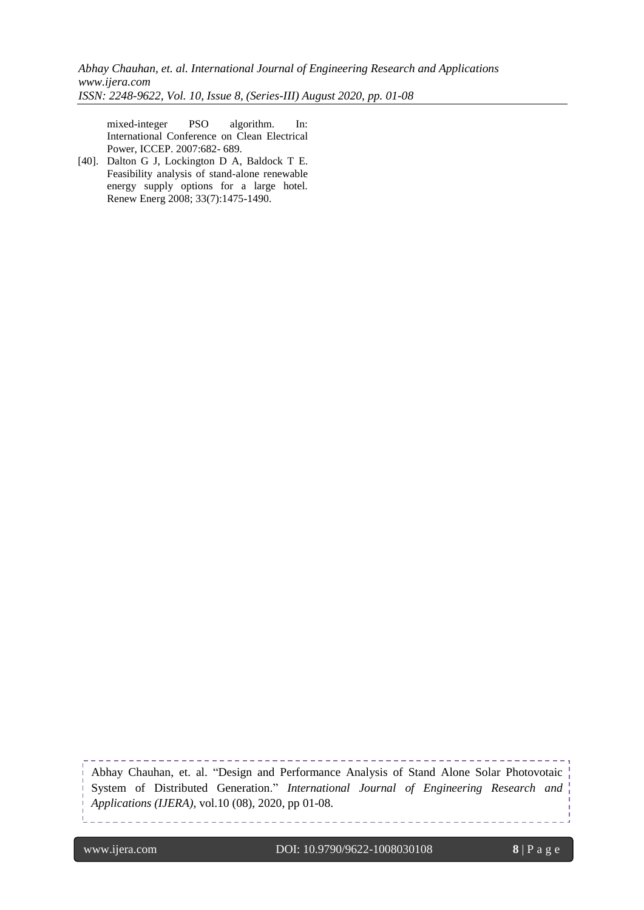mixed-integer PSO algorithm. In: International Conference on Clean Electrical Power, ICCEP. 2007:682- 689.

[40]. Dalton G J, Lockington D A, Baldock T E. Feasibility analysis of stand-alone renewable energy supply options for a large hotel. Renew Energ 2008; 33(7):1475-1490.

Abhay Chauhan, et. al. "Design and Performance Analysis of Stand Alone Solar Photovotaic System of Distributed Generation." *International Journal of Engineering Research and Applications (IJERA)*, vol.10 (08), 2020, pp 01-08.